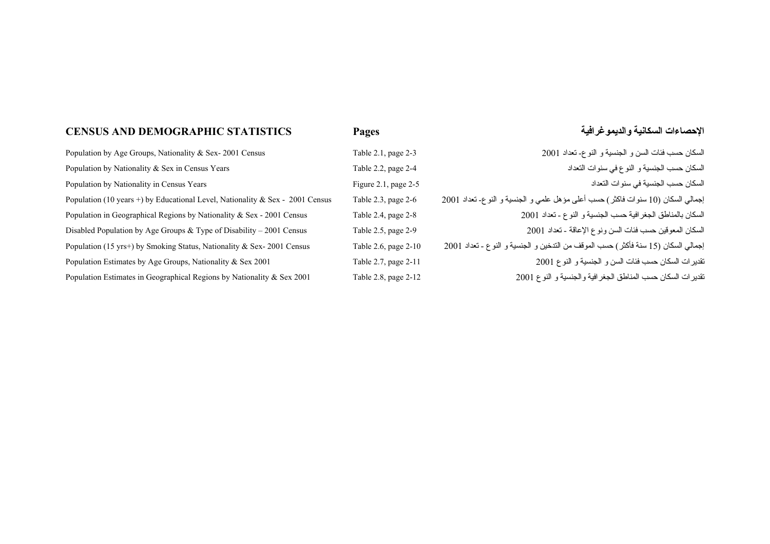| CENSUS AND DEMOGRAPHIC STATISTICS | Pages | الإحصاءات السكانية والديموغرافية |
|---|---|---|
| Population by Age Groups, Nationality & Sex- 2001 Census | Table 2.1, page 2-3 | السكان حسب فئات السن و الجنسية و النوع- تعداد 2001 |
| Population by Nationality & Sex in Census Years | Table 2.2, page 2-4 | السكان حسب الجنسية و النوع في سنوات التعداد |
| Population by Nationality in Census Years | Figure 2.1, page 2-5 | السكان حسب الجنسية في سنوات التعداد |
| Population (10 years +) by Educational Level, Nationality & Sex - 2001 Census | Table 2.3, page 2-6 | إجمالي السكان (10 سنوات فاكثر) حسب أعلى مؤهل علمي و الجنسية و النوع- تعداد 2001 |
| Population in Geographical Regions by Nationality & Sex - 2001 Census | Table 2.4, page 2-8 | السكان بالمناطق الجغرافية حسب الجنسية و النوع - تعداد 2001 |
| Disabled Population by Age Groups & Type of Disability – 2001 Census | Table 2.5, page 2-9 | السكان المعوقين حسب فئات السن ونوع الإعاقة - تعداد 2001 |
| Population (15 yrs+) by Smoking Status, Nationality & Sex- 2001 Census | Table 2.6, page 2-10 | إجمالي السكان (15 سنة فأكثر) حسب الموقف من التدخين و الجنسية و النوع - تعداد 2001 |
| Population Estimates by Age Groups, Nationality & Sex 2001 | Table 2.7, page 2-11 | تقديرات السكان حسب فئات السن و الجنسية و النوع 2001 |
| Population Estimates in Geographical Regions by Nationality & Sex 2001 | Table 2.8, page 2-12 | تقديرات السكان حسب المناطق الجغرافية والجنسية و النوع 2001 |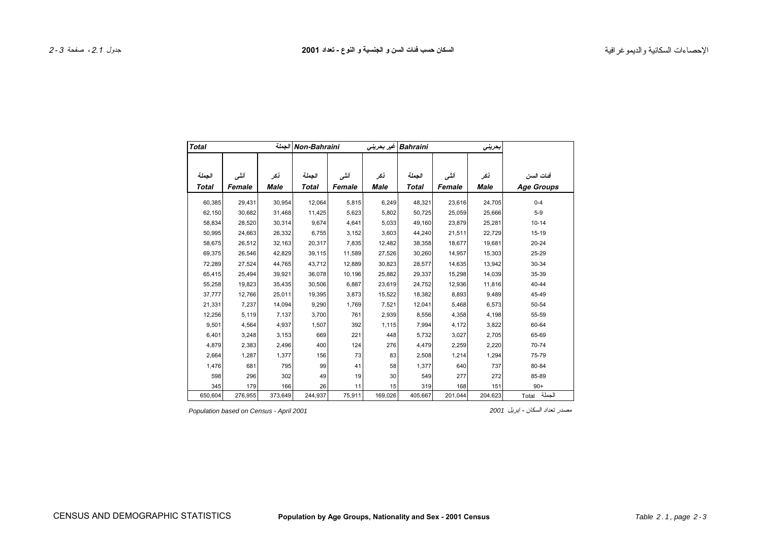# السكان حسب فئات السن و الجنسية و النوع - تعداد 2001

# Population by Age Groups, Nationality and Sex - 2001 Census

| Total | | الجملة | Non-Bahraini | | غير بحريني | Bahraini | | بحريني | |
|---|---|---|---|---|---|---|---|---|---|
| الجملة<br>Total | أنثى<br>Female | ذكر<br>Male | الجملة<br>Total | أنثى<br>Female | ذكر<br>Male | الجملة<br>Total | أنثى<br>Female | ذكر<br>Male | فئات السن<br>Age Groups |
| 60,385 | 29,431 | 30,954 | 12,064 | 5,815 | 6,249 | 48,321 | 23,616 | 24,705 | 0-4 |
| 62,150 | 30,682 | 31,468 | 11,425 | 5,623 | 5,802 | 50,725 | 25,059 | 25,666 | 5-9 |
| 58,834 | 28,520 | 30,314 | 9,674 | 4,641 | 5,033 | 49,160 | 23,879 | 25,281 | 10-14 |
| 50,995 | 24,663 | 26,332 | 6,755 | 3,152 | 3,603 | 44,240 | 21,511 | 22,729 | 15-19 |
| 58,675 | 26,512 | 32,163 | 20,317 | 7,835 | 12,482 | 38,358 | 18,677 | 19,681 | 20-24 |
| 69,375 | 26,546 | 42,829 | 39,115 | 11,589 | 27,526 | 30,260 | 14,957 | 15,303 | 25-29 |
| 72,289 | 27,524 | 44,765 | 43,712 | 12,889 | 30,823 | 28,577 | 14,635 | 13,942 | 30-34 |
| 65,415 | 25,494 | 39,921 | 36,078 | 10,196 | 25,882 | 29,337 | 15,298 | 14,039 | 35-39 |
| 55,258 | 19,823 | 35,435 | 30,506 | 6,887 | 23,619 | 24,752 | 12,936 | 11,816 | 40-44 |
| 37,777 | 12,766 | 25,011 | 19,395 | 3,873 | 15,522 | 18,382 | 8,893 | 9,489 | 45-49 |
| 21,331 | 7,237 | 14,094 | 9,290 | 1,769 | 7,521 | 12,041 | 5,468 | 6,573 | 50-54 |
| 12,256 | 5,119 | 7,137 | 3,700 | 761 | 2,939 | 8,556 | 4,358 | 4,198 | 55-59 |
| 9,501 | 4,564 | 4,937 | 1,507 | 392 | 1,115 | 7,994 | 4,172 | 3,822 | 60-64 |
| 6,401 | 3,248 | 3,153 | 669 | 221 | 448 | 5,732 | 3,027 | 2,705 | 65-69 |
| 4,879 | 2,383 | 2,496 | 400 | 124 | 276 | 4,479 | 2,259 | 2,220 | 70-74 |
| 2,664 | 1,287 | 1,377 | 156 | 73 | 83 | 2,508 | 1,214 | 1,294 | 75-79 |
| 1,476 | 681 | 795 | 99 | 41 | 58 | 1,377 | 640 | 737 | 80-84 |
| 598 | 296 | 302 | 49 | 19 | 30 | 549 | 277 | 272 | 85-89 |
| 345 | 179 | 166 | 26 | 11 | 15 | 319 | 168 | 151 | 90+ |
| 650,604 | 276,955 | 373,649 | 244,937 | 75,911 | 169,026 | 405,667 | 201,044 | 204,623 | Total الجملة |

*Population based on Census - April 2001*

*مصدر تعداد السكان - ابريل 2001*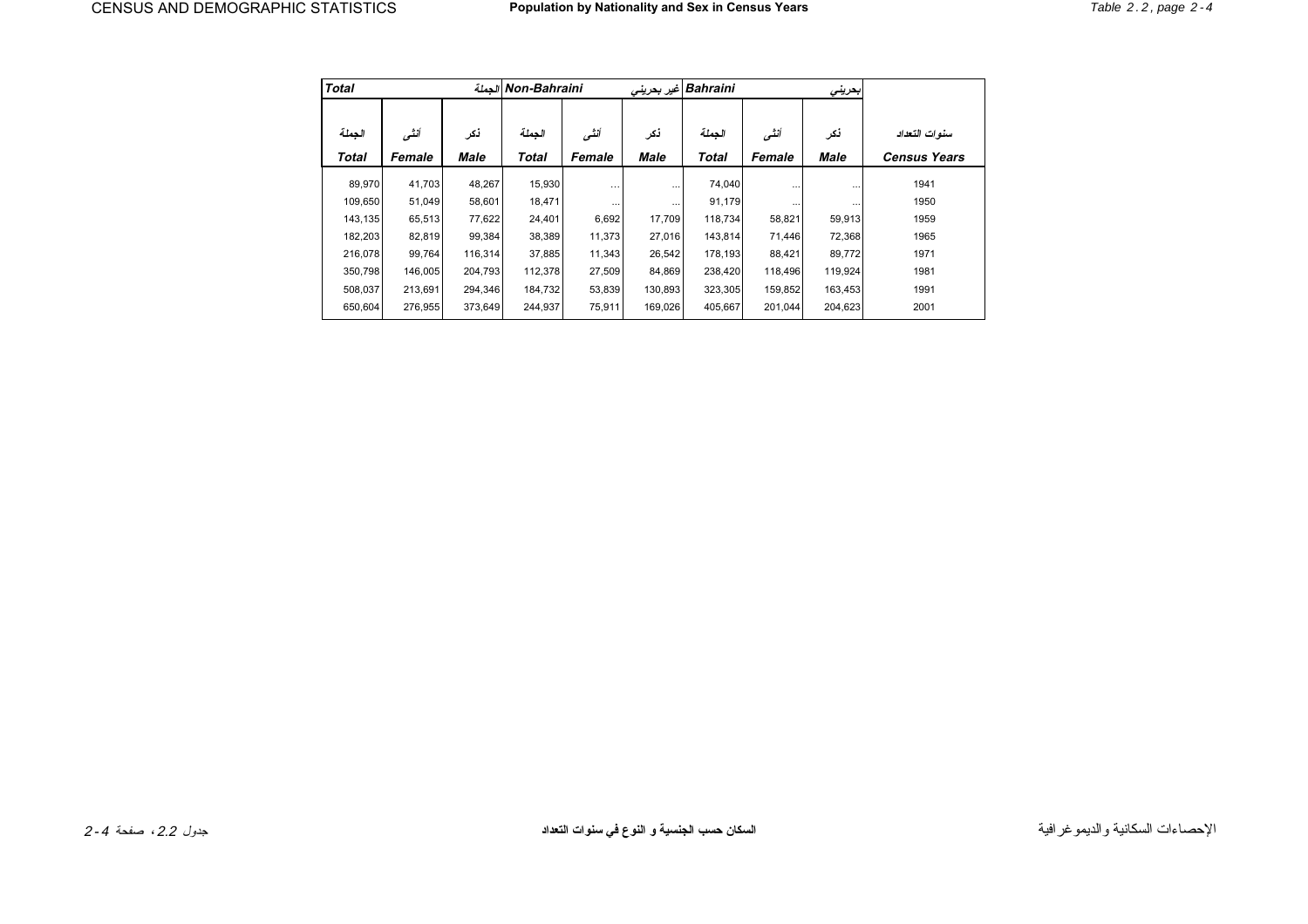| Total | | الجملة | Non-Bahraini | | غير بحريني | Bahraini | | بحريني | |
|---|---|---|---|---|---|---|---|---|---|
| الجملة | أنثى | ذكر | الجملة | أنثى | ذكر | الجملة | أنثى | ذكر | سنوات التعداد |
| **Total** | **Female** | **Male** | **Total** | **Female** | **Male** | **Total** | **Female** | **Male** | **Census Years** |
| 89,970 | 41,703 | 48,267 | 15,930 | ... | ... | 74,040 | ... | ... | 1941 |
| 109,650 | 51,049 | 58,601 | 18,471 | ... | ... | 91,179 | ... | ... | 1950 |
| 143,135 | 65,513 | 77,622 | 24,401 | 6,692 | 17,709 | 118,734 | 58,821 | 59,913 | 1959 |
| 182,203 | 82,819 | 99,384 | 38,389 | 11,373 | 27,016 | 143,814 | 71,446 | 72,368 | 1965 |
| 216,078 | 99,764 | 116,314 | 37,885 | 11,343 | 26,542 | 178,193 | 88,421 | 89,772 | 1971 |
| 350,798 | 146,005 | 204,793 | 112,378 | 27,509 | 84,869 | 238,420 | 118,496 | 119,924 | 1981 |
| 508,037 | 213,691 | 294,346 | 184,732 | 53,839 | 130,893 | 323,305 | 159,852 | 163,453 | 1991 |
| 650,604 | 276,955 | 373,649 | 244,937 | 75,911 | 169,026 | 405,667 | 201,044 | 204,623 | 2001 |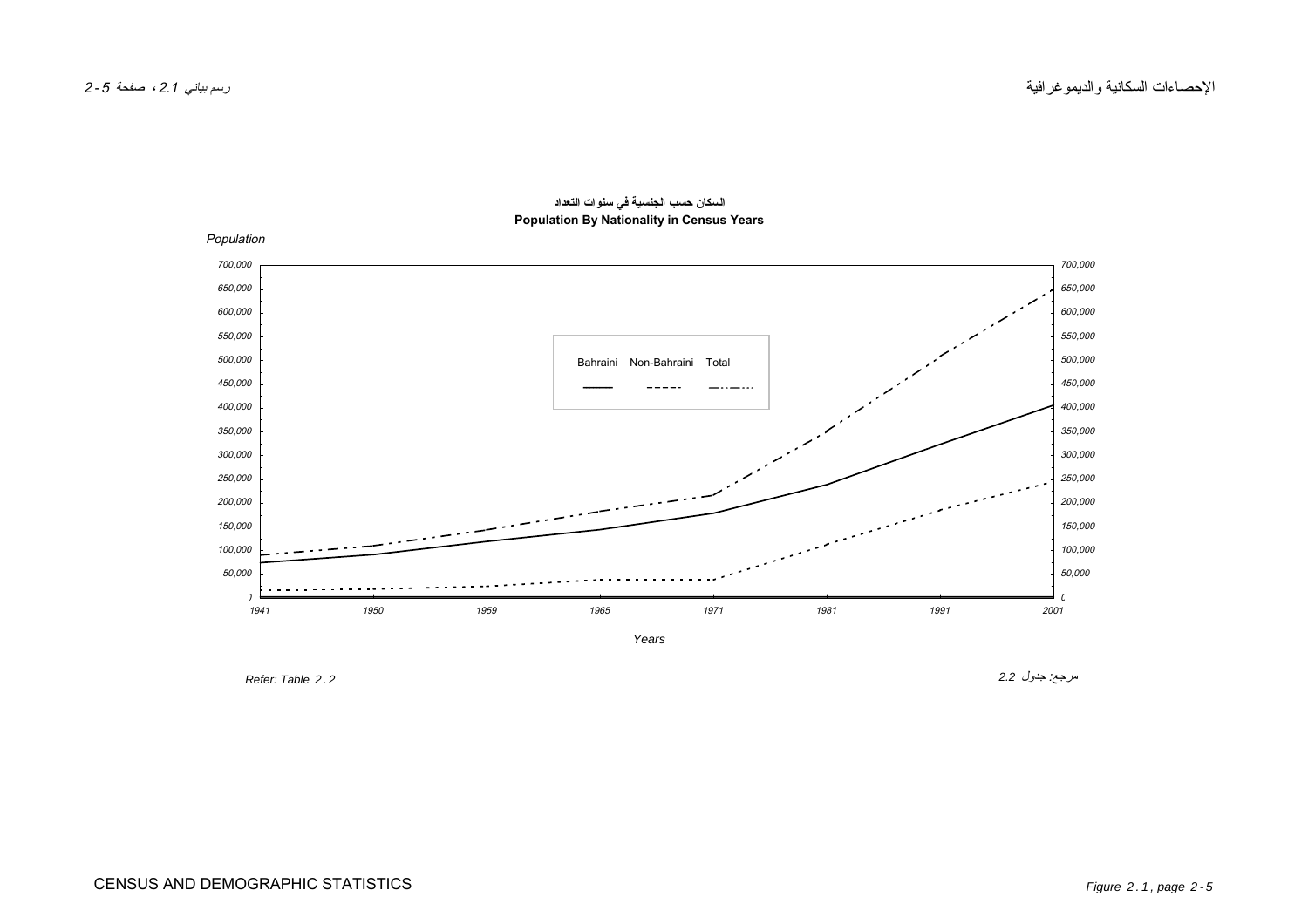**السكان حسب الجنسية في سنوات التعداد**

**Population By Nationality in Census Years**

*Population*

Bahraini — Non-Bahraini — Total

*Years*

*Refer: Table 2.2*

مرجع: جدول 2.2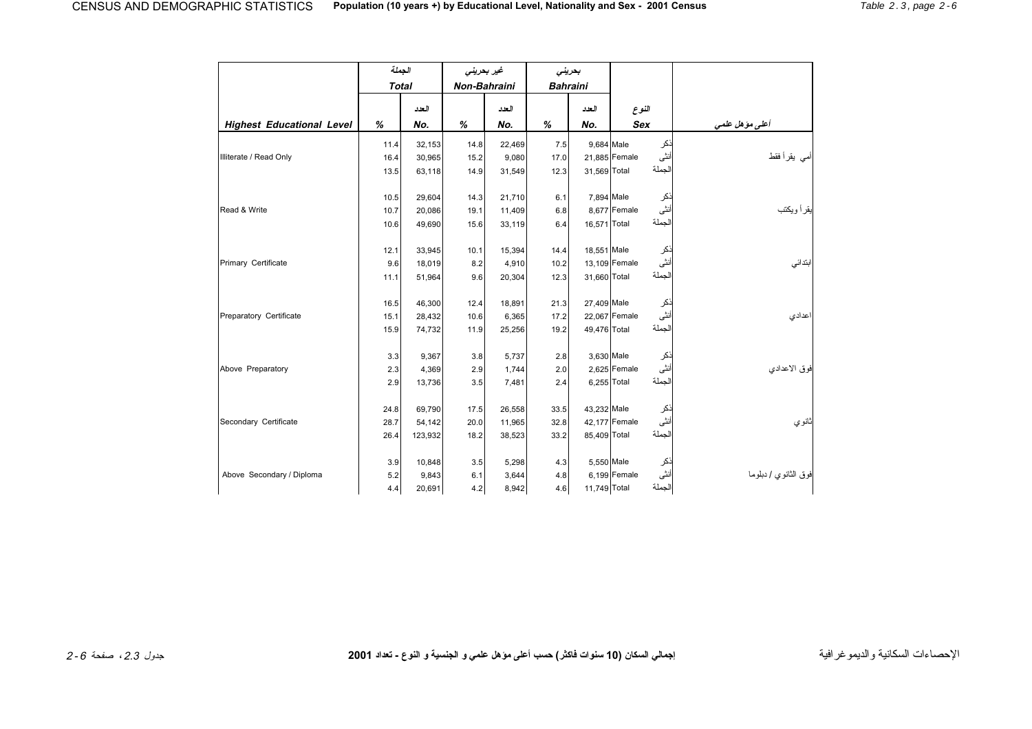| | Total الجملة | | Non-Bahraini غير بحريني | | Bahraini بحريني | | | |
|---|---|---|---|---|---|---|---|---|
| **Highest Educational Level** | **%** | **No.** العدد | **%** | **No.** العدد | **%** | **No.** العدد | **Sex** النوع | **أعلى مؤهل علمي** |
| | 11.4 | 32,153 | 14.8 | 22,469 | 7.5 | 9,684 | Male ذكر | |
| Illiterate / Read Only | 16.4 | 30,965 | 15.2 | 9,080 | 17.0 | 21,885 | Female أنثى | أمي يقرأ فقط |
| | 13.5 | 63,118 | 14.9 | 31,549 | 12.3 | 31,569 | Total الجملة | |
| | 10.5 | 29,604 | 14.3 | 21,710 | 6.1 | 7,894 | Male ذكر | |
| Read & Write | 10.7 | 20,086 | 19.1 | 11,409 | 6.8 | 8,677 | Female أنثى | يقرأ ويكتب |
| | 10.6 | 49,690 | 15.6 | 33,119 | 6.4 | 16,571 | Total الجملة | |
| | 12.1 | 33,945 | 10.1 | 15,394 | 14.4 | 18,551 | Male ذكر | |
| Primary Certificate | 9.6 | 18,019 | 8.2 | 4,910 | 10.2 | 13,109 | Female أنثى | ابتدائي |
| | 11.1 | 51,964 | 9.6 | 20,304 | 12.3 | 31,660 | Total الجملة | |
| | 16.5 | 46,300 | 12.4 | 18,891 | 21.3 | 27,409 | Male ذكر | |
| Preparatory Certificate | 15.1 | 28,432 | 10.6 | 6,365 | 17.2 | 22,067 | Female أنثى | اعدادي |
| | 15.9 | 74,732 | 11.9 | 25,256 | 19.2 | 49,476 | Total الجملة | |
| | 3.3 | 9,367 | 3.8 | 5,737 | 2.8 | 3,630 | Male ذكر | |
| Above Preparatory | 2.3 | 4,369 | 2.9 | 1,744 | 2.0 | 2,625 | Female أنثى | فوق الاعدادي |
| | 2.9 | 13,736 | 3.5 | 7,481 | 2.4 | 6,255 | Total الجملة | |
| | 24.8 | 69,790 | 17.5 | 26,558 | 33.5 | 43,232 | Male ذكر | |
| Secondary Certificate | 28.7 | 54,142 | 20.0 | 11,965 | 32.8 | 42,177 | Female أنثى | ثانوي |
| | 26.4 | 123,932 | 18.2 | 38,523 | 33.2 | 85,409 | Total الجملة | |
| | 3.9 | 10,848 | 3.5 | 5,298 | 4.3 | 5,550 | Male ذكر | |
| Above Secondary / Diploma | 5.2 | 9,843 | 6.1 | 3,644 | 4.8 | 6,199 | Female أنثى | فوق الثانوي / دبلوما |
| | 4.4 | 20,691 | 4.2 | 8,942 | 4.6 | 11,749 | Total الجملة | |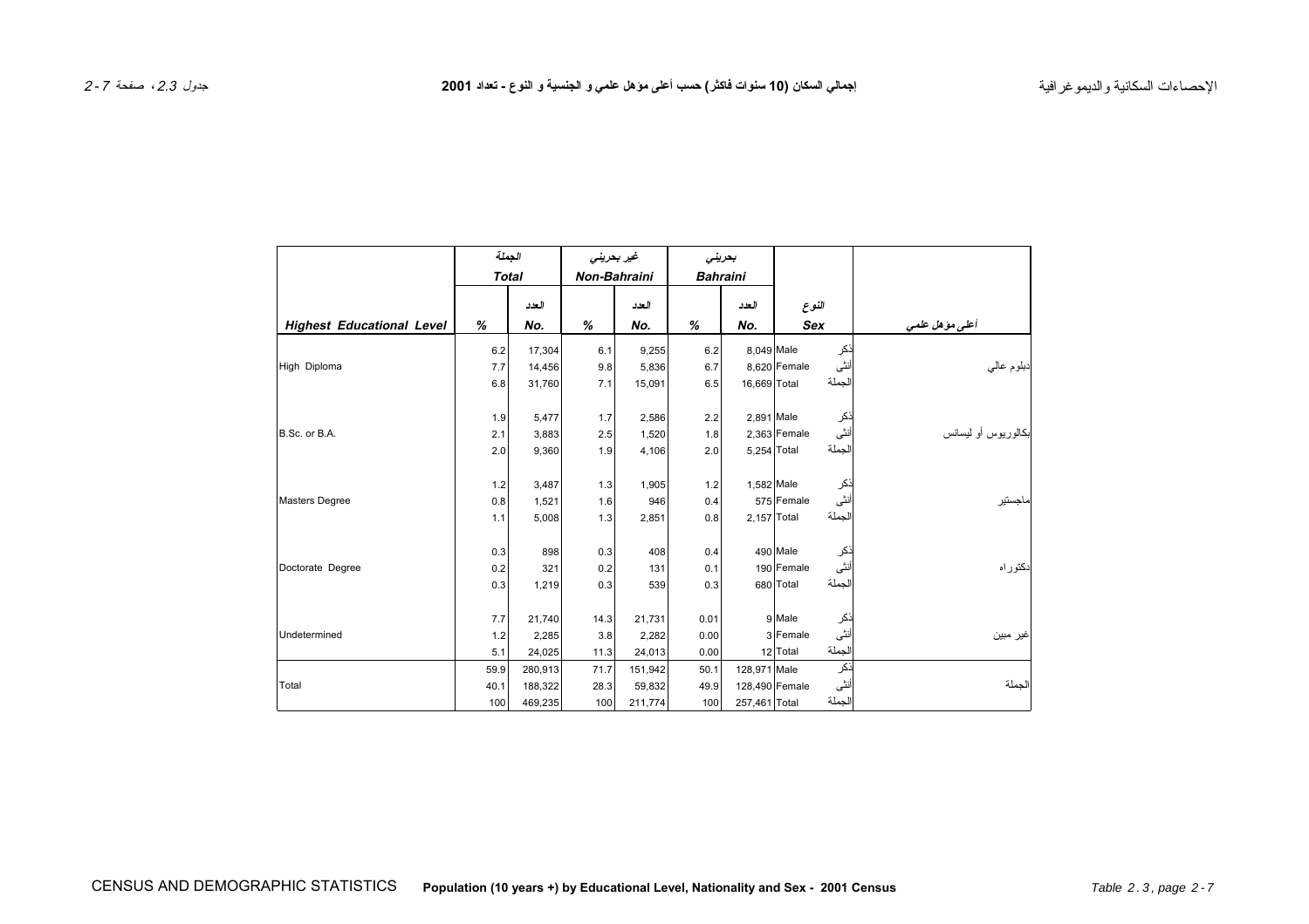# إجمالي السكان (10 سنوات فاكثر) حسب أعلى مؤهل علمي و الجنسية و النوع - تعداد 2001

# Population (10 years +) by Educational Level, Nationality and Sex - 2001 Census

| | الجملة Total | | غير بحريني Non-Bahraini | | بحريني Bahraini | | | | |
|---|---|---|---|---|---|---|---|---|---|
| **Highest Educational Level** | % | العدد No. | % | العدد No. | % | العدد No. | النوع Sex | | أعلى مؤهل علمي |
| High Diploma | 6.2 | 17,304 | 6.1 | 9,255 | 6.2 | 8,049 | Male | ذكر | دبلوم عالي |
| | 7.7 | 14,456 | 9.8 | 5,836 | 6.7 | 8,620 | Female | أنثى | |
| | 6.8 | 31,760 | 7.1 | 15,091 | 6.5 | 16,669 | Total | الجملة | |
| B.Sc. or B.A. | 1.9 | 5,477 | 1.7 | 2,586 | 2.2 | 2,891 | Male | ذكر | بكالوريوس أو ليسانس |
| | 2.1 | 3,883 | 2.5 | 1,520 | 1.8 | 2,363 | Female | أنثى | |
| | 2.0 | 9,360 | 1.9 | 4,106 | 2.0 | 5,254 | Total | الجملة | |
| Masters Degree | 1.2 | 3,487 | 1.3 | 1,905 | 1.2 | 1,582 | Male | ذكر | ماجستير |
| | 0.8 | 1,521 | 1.6 | 946 | 0.4 | 575 | Female | أنثى | |
| | 1.1 | 5,008 | 1.3 | 2,851 | 0.8 | 2,157 | Total | الجملة | |
| Doctorate Degree | 0.3 | 898 | 0.3 | 408 | 0.4 | 490 | Male | ذكر | دكتوراه |
| | 0.2 | 321 | 0.2 | 131 | 0.1 | 190 | Female | أنثى | |
| | 0.3 | 1,219 | 0.3 | 539 | 0.3 | 680 | Total | الجملة | |
| Undetermined | 7.7 | 21,740 | 14.3 | 21,731 | 0.01 | 9 | Male | ذكر | غير مبين |
| | 1.2 | 2,285 | 3.8 | 2,282 | 0.00 | 3 | Female | أنثى | |
| | 5.1 | 24,025 | 11.3 | 24,013 | 0.00 | 12 | Total | الجملة | |
| Total | 59.9 | 280,913 | 71.7 | 151,942 | 50.1 | 128,971 | Male | ذكر | الجملة |
| | 40.1 | 188,322 | 28.3 | 59,832 | 49.9 | 128,490 | Female | أنثى | |
| | 100 | 469,235 | 100 | 211,774 | 100 | 257,461 | Total | الجملة | |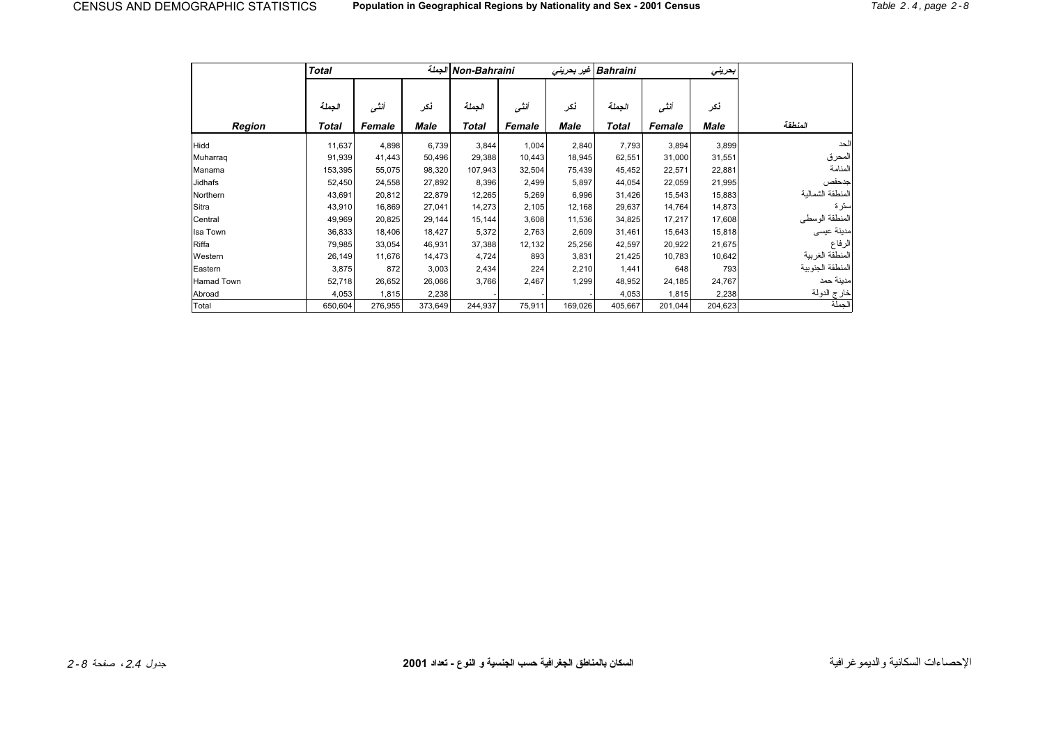# Population in Geographical Regions by Nationality and Sex - 2001 Census

# السكان بالمناطق الجغرافية حسب الجنسية و النوع - تعداد 2001

| | Total | | الجملة | Non-Bahraini | | غير بحريني | Bahraini | | بحريني | |
|---|---|---|---|---|---|---|---|---|---|---|
| | الجملة | أنثى | ذكر | الجملة | أنثى | ذكر | الجملة | أنثى | ذكر | |
| **Region** | **Total** | **Female** | **Male** | **Total** | **Female** | **Male** | **Total** | **Female** | **Male** | **المنطقة** |
| Hidd | 11,637 | 4,898 | 6,739 | 3,844 | 1,004 | 2,840 | 7,793 | 3,894 | 3,899 | الحد |
| Muharraq | 91,939 | 41,443 | 50,496 | 29,388 | 10,443 | 18,945 | 62,551 | 31,000 | 31,551 | المحرق |
| Manama | 153,395 | 55,075 | 98,320 | 107,943 | 32,504 | 75,439 | 45,452 | 22,571 | 22,881 | المنامة |
| Jidhafs | 52,450 | 24,558 | 27,892 | 8,396 | 2,499 | 5,897 | 44,054 | 22,059 | 21,995 | جدحفص |
| Northern | 43,691 | 20,812 | 22,879 | 12,265 | 5,269 | 6,996 | 31,426 | 15,543 | 15,883 | المنطقة الشمالية |
| Sitra | 43,910 | 16,869 | 27,041 | 14,273 | 2,105 | 12,168 | 29,637 | 14,764 | 14,873 | سترة |
| Central | 49,969 | 20,825 | 29,144 | 15,144 | 3,608 | 11,536 | 34,825 | 17,217 | 17,608 | المنطقة الوسطى |
| Isa Town | 36,833 | 18,406 | 18,427 | 5,372 | 2,763 | 2,609 | 31,461 | 15,643 | 15,818 | مدينة عيسى |
| Riffa | 79,985 | 33,054 | 46,931 | 37,388 | 12,132 | 25,256 | 42,597 | 20,922 | 21,675 | الرفاع |
| Western | 26,149 | 11,676 | 14,473 | 4,724 | 893 | 3,831 | 21,425 | 10,783 | 10,642 | المنطقة الغربية |
| Eastern | 3,875 | 872 | 3,003 | 2,434 | 224 | 2,210 | 1,441 | 648 | 793 | المنطقة الجنوبية |
| Hamad Town | 52,718 | 26,652 | 26,066 | 3,766 | 2,467 | 1,299 | 48,952 | 24,185 | 24,767 | مدينة حمد |
| Abroad | 4,053 | 1,815 | 2,238 | - | - | - | 4,053 | 1,815 | 2,238 | خارج الدولة |
| Total | 650,604 | 276,955 | 373,649 | 244,937 | 75,911 | 169,026 | 405,667 | 201,044 | 204,623 | الجملة |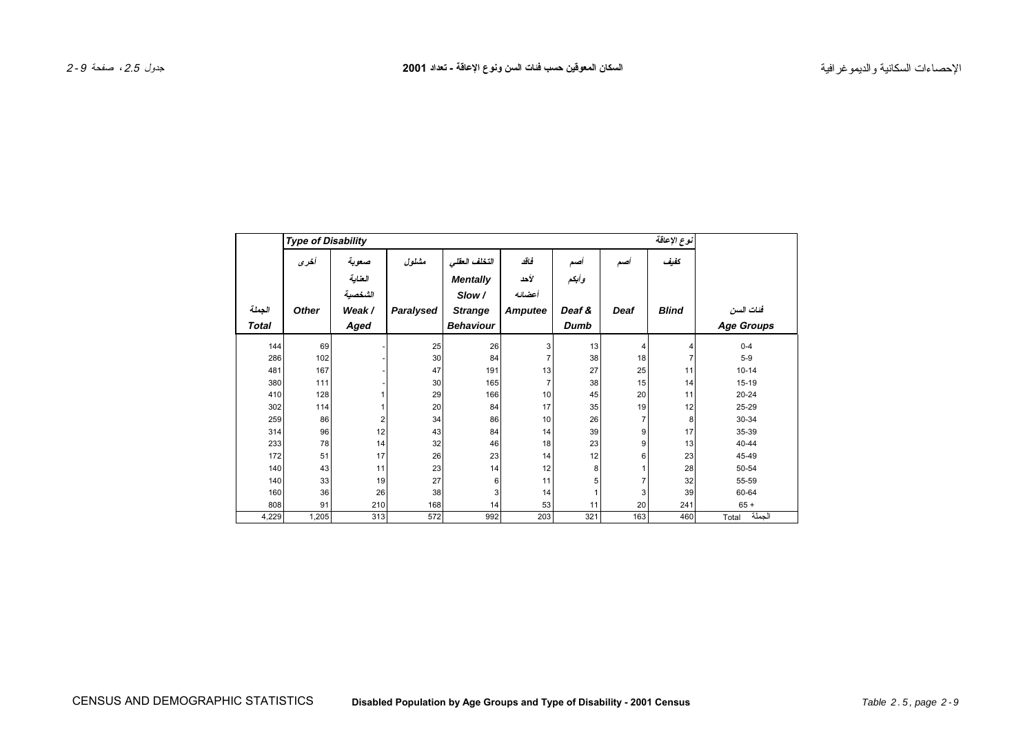# السكان المعوقين حسب فئات السن ونوع الإعاقة - تعداد 2001

# Disabled Population by Age Groups and Type of Disability - 2001 Census

| | Type of Disability | | | | | | | نوع الإعاقة | |
|---|---|---|---|---|---|---|---|---|---|
| الجملة Total | أخرى Other | صعوبة العناية الشخصية Weak / Aged | مشلول Paralysed | التخلف العقلي Mentally Slow / Strange Behaviour | فاقد لأحد أعضائه Amputee | أصم وأبكم Deaf & Dumb | أصم Deaf | كفيف Blind | فئات السن Age Groups |
| 144 | 69 | - | 25 | 26 | 3 | 13 | 4 | 4 | 0-4 |
| 286 | 102 | - | 30 | 84 | 7 | 38 | 18 | 7 | 5-9 |
| 481 | 167 | - | 47 | 191 | 13 | 27 | 25 | 11 | 10-14 |
| 380 | 111 | - | 30 | 165 | 7 | 38 | 15 | 14 | 15-19 |
| 410 | 128 | 1 | 29 | 166 | 10 | 45 | 20 | 11 | 20-24 |
| 302 | 114 | 1 | 20 | 84 | 17 | 35 | 19 | 12 | 25-29 |
| 259 | 86 | 2 | 34 | 86 | 10 | 26 | 7 | 8 | 30-34 |
| 314 | 96 | 12 | 43 | 84 | 14 | 39 | 9 | 17 | 35-39 |
| 233 | 78 | 14 | 32 | 46 | 18 | 23 | 9 | 13 | 40-44 |
| 172 | 51 | 17 | 26 | 23 | 14 | 12 | 6 | 23 | 45-49 |
| 140 | 43 | 11 | 23 | 14 | 12 | 8 | 1 | 28 | 50-54 |
| 140 | 33 | 19 | 27 | 6 | 11 | 5 | 7 | 32 | 55-59 |
| 160 | 36 | 26 | 38 | 3 | 14 | 1 | 3 | 39 | 60-64 |
| 808 | 91 | 210 | 168 | 14 | 53 | 11 | 20 | 241 | 65 + |
| 4,229 | 1,205 | 313 | 572 | 992 | 203 | 321 | 163 | 460 | Total الجملة |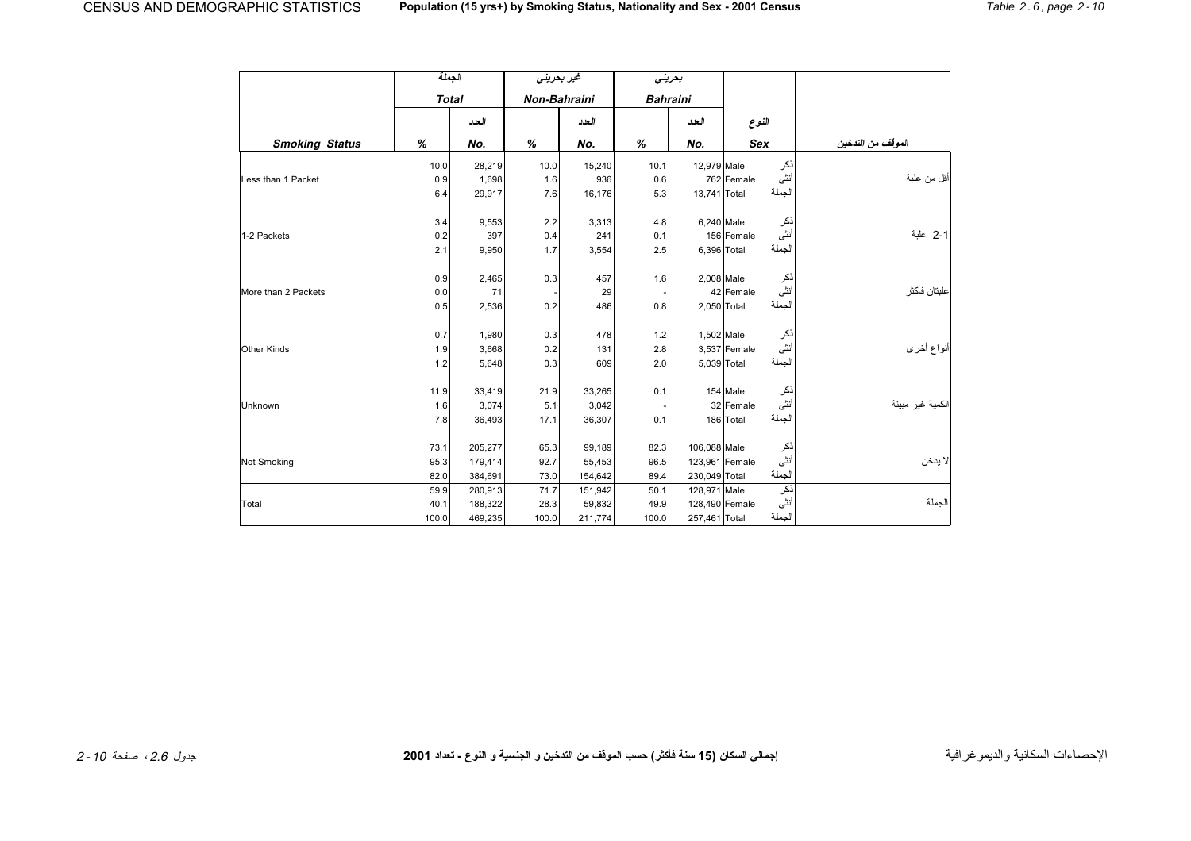| | الجملة | | غير بحريني | | بحريني | | | |
|---|---|---|---|---|---|---|---|---|
| | Total | | Non-Bahraini | | Bahraini | | | |
| | | العدد | | العدد | | العدد | النوع | |
| Smoking Status | % | No. | % | No. | % | No. | Sex | الموقف من التدخين |
| Less than 1 Packet | 10.0 | 28,219 | 10.0 | 15,240 | 10.1 | 12,979 | Male ذكر | أقل من علبة |
| | 0.9 | 1,698 | 1.6 | 936 | 0.6 | 762 | Female أنثى | |
| | 6.4 | 29,917 | 7.6 | 16,176 | 5.3 | 13,741 | Total الجملة | |
| 1-2 Packets | 3.4 | 9,553 | 2.2 | 3,313 | 4.8 | 6,240 | Male ذكر | 1-2 علبة |
| | 0.2 | 397 | 0.4 | 241 | 0.1 | 156 | Female أنثى | |
| | 2.1 | 9,950 | 1.7 | 3,554 | 2.5 | 6,396 | Total الجملة | |
| More than 2 Packets | 0.9 | 2,465 | 0.3 | 457 | 1.6 | 2,008 | Male ذكر | علبتان فأكثر |
| | 0.0 | 71 | - | 29 | - | 42 | Female أنثى | |
| | 0.5 | 2,536 | 0.2 | 486 | 0.8 | 2,050 | Total الجملة | |
| Other Kinds | 0.7 | 1,980 | 0.3 | 478 | 1.2 | 1,502 | Male ذكر | أنواع أخرى |
| | 1.9 | 3,668 | 0.2 | 131 | 2.8 | 3,537 | Female أنثى | |
| | 1.2 | 5,648 | 0.3 | 609 | 2.0 | 5,039 | Total الجملة | |
| Unknown | 11.9 | 33,419 | 21.9 | 33,265 | 0.1 | 154 | Male ذكر | الكمية غير مبينة |
| | 1.6 | 3,074 | 5.1 | 3,042 | - | 32 | Female أنثى | |
| | 7.8 | 36,493 | 17.1 | 36,307 | 0.1 | 186 | Total الجملة | |
| Not Smoking | 73.1 | 205,277 | 65.3 | 99,189 | 82.3 | 106,088 | Male ذكر | لا يدخن |
| | 95.3 | 179,414 | 92.7 | 55,453 | 96.5 | 123,961 | Female أنثى | |
| | 82.0 | 384,691 | 73.0 | 154,642 | 89.4 | 230,049 | Total الجملة | |
| Total | 59.9 | 280,913 | 71.7 | 151,942 | 50.1 | 128,971 | Male ذكر | الجملة |
| | 40.1 | 188,322 | 28.3 | 59,832 | 49.9 | 128,490 | Female أنثى | |
| | 100.0 | 469,235 | 100.0 | 211,774 | 100.0 | 257,461 | Total الجملة | |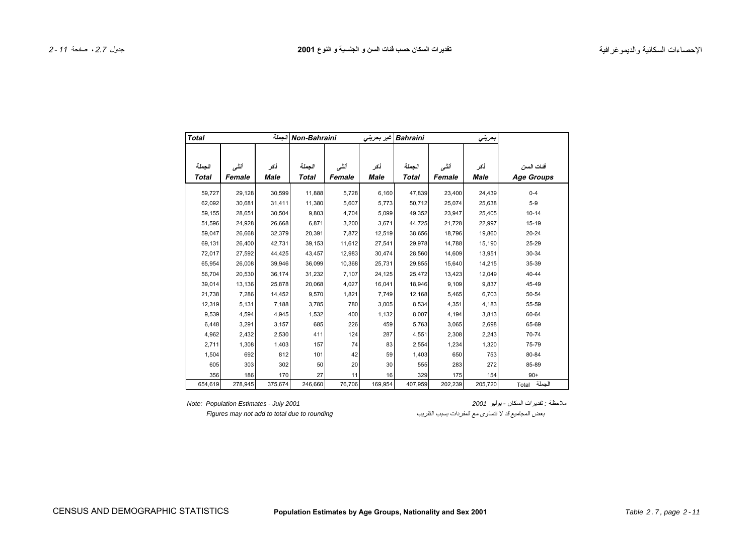# تقديرات السكان حسب فئات السن و الجنسية و النوع 2001

# Population Estimates by Age Groups, Nationality and Sex 2001

| Total | | الجملة | Non-Bahraini | | غير بحريني | Bahraini | | بحريني | |
|---|---|---|---|---|---|---|---|---|---|
| الجملة Total | أنثى Female | ذكر Male | الجملة Total | أنثى Female | ذكر Male | الجملة Total | أنثى Female | ذكر Male | فئات السن Age Groups |
| 59,727 | 29,128 | 30,599 | 11,888 | 5,728 | 6,160 | 47,839 | 23,400 | 24,439 | 0-4 |
| 62,092 | 30,681 | 31,411 | 11,380 | 5,607 | 5,773 | 50,712 | 25,074 | 25,638 | 5-9 |
| 59,155 | 28,651 | 30,504 | 9,803 | 4,704 | 5,099 | 49,352 | 23,947 | 25,405 | 10-14 |
| 51,596 | 24,928 | 26,668 | 6,871 | 3,200 | 3,671 | 44,725 | 21,728 | 22,997 | 15-19 |
| 59,047 | 26,668 | 32,379 | 20,391 | 7,872 | 12,519 | 38,656 | 18,796 | 19,860 | 20-24 |
| 69,131 | 26,400 | 42,731 | 39,153 | 11,612 | 27,541 | 29,978 | 14,788 | 15,190 | 25-29 |
| 72,017 | 27,592 | 44,425 | 43,457 | 12,983 | 30,474 | 28,560 | 14,609 | 13,951 | 30-34 |
| 65,954 | 26,008 | 39,946 | 36,099 | 10,368 | 25,731 | 29,855 | 15,640 | 14,215 | 35-39 |
| 56,704 | 20,530 | 36,174 | 31,232 | 7,107 | 24,125 | 25,472 | 13,423 | 12,049 | 40-44 |
| 39,014 | 13,136 | 25,878 | 20,068 | 4,027 | 16,041 | 18,946 | 9,109 | 9,837 | 45-49 |
| 21,738 | 7,286 | 14,452 | 9,570 | 1,821 | 7,749 | 12,168 | 5,465 | 6,703 | 50-54 |
| 12,319 | 5,131 | 7,188 | 3,785 | 780 | 3,005 | 8,534 | 4,351 | 4,183 | 55-59 |
| 9,539 | 4,594 | 4,945 | 1,532 | 400 | 1,132 | 8,007 | 4,194 | 3,813 | 60-64 |
| 6,448 | 3,291 | 3,157 | 685 | 226 | 459 | 5,763 | 3,065 | 2,698 | 65-69 |
| 4,962 | 2,432 | 2,530 | 411 | 124 | 287 | 4,551 | 2,308 | 2,243 | 70-74 |
| 2,711 | 1,308 | 1,403 | 157 | 74 | 83 | 2,554 | 1,234 | 1,320 | 75-79 |
| 1,504 | 692 | 812 | 101 | 42 | 59 | 1,403 | 650 | 753 | 80-84 |
| 605 | 303 | 302 | 50 | 20 | 30 | 555 | 283 | 272 | 85-89 |
| 356 | 186 | 170 | 27 | 11 | 16 | 329 | 175 | 154 | 90+ |
| 654,619 | 278,945 | 375,674 | 246,660 | 76,706 | 169,954 | 407,959 | 202,239 | 205,720 | الجملة Total |

*Note: Population Estimates - July 2001*

*Figures may not add to total due to rounding*

ملاحظة : تقديرات السكان - يوليو 2001

بعض المجاميع قد لا تتساوى مع المفردات بسبب التقريب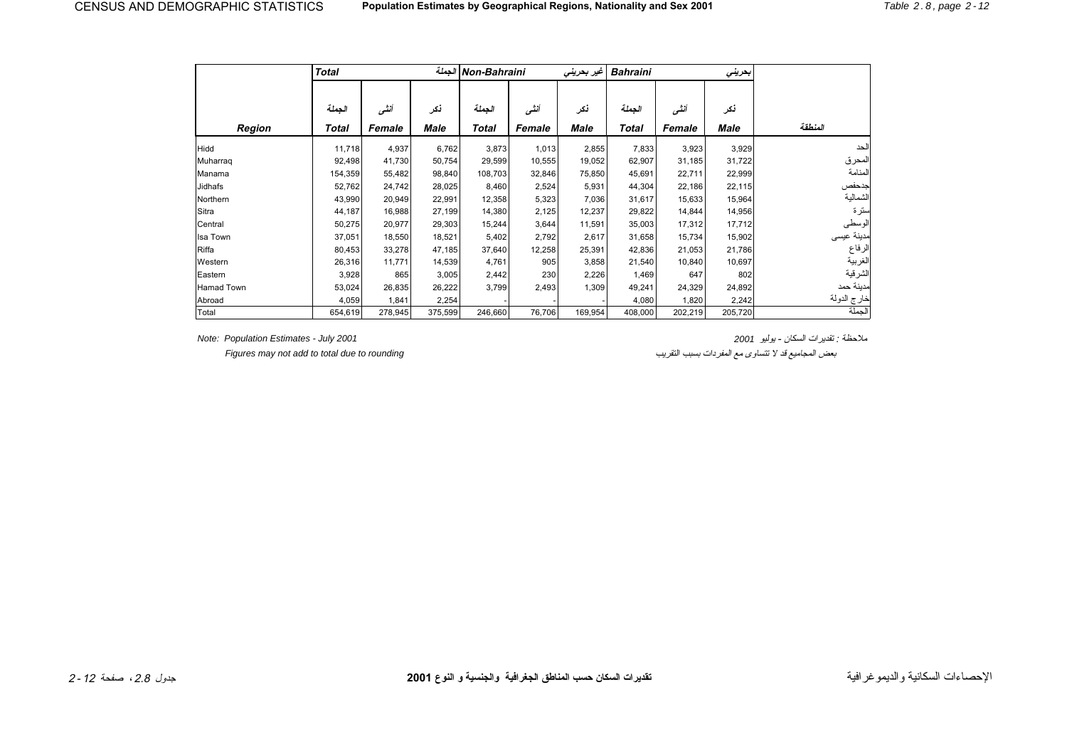| | Total | | الجملة | Non-Bahraini | | غير بحريني | Bahraini | | بحريني | |
|---|---|---|---|---|---|---|---|---|---|---|
| | الجملة | أنثى | ذكر | الجملة | أنثى | ذكر | الجملة | أنثى | ذكر | |
| Region | Total | Female | Male | Total | Female | Male | Total | Female | Male | المنطقة |
| Hidd | 11,718 | 4,937 | 6,762 | 3,873 | 1,013 | 2,855 | 7,833 | 3,923 | 3,929 | الحد |
| Muharraq | 92,498 | 41,730 | 50,754 | 29,599 | 10,555 | 19,052 | 62,907 | 31,185 | 31,722 | المحرق |
| Manama | 154,359 | 55,482 | 98,840 | 108,703 | 32,846 | 75,850 | 45,691 | 22,711 | 22,999 | المنامة |
| Jidhafs | 52,762 | 24,742 | 28,025 | 8,460 | 2,524 | 5,931 | 44,304 | 22,186 | 22,115 | جدحفص |
| Northern | 43,990 | 20,949 | 22,991 | 12,358 | 5,323 | 7,036 | 31,617 | 15,633 | 15,964 | الشمالية |
| Sitra | 44,187 | 16,988 | 27,199 | 14,380 | 2,125 | 12,237 | 29,822 | 14,844 | 14,956 | سترة |
| Central | 50,275 | 20,977 | 29,303 | 15,244 | 3,644 | 11,591 | 35,003 | 17,312 | 17,712 | الوسطى |
| Isa Town | 37,051 | 18,550 | 18,521 | 5,402 | 2,792 | 2,617 | 31,658 | 15,734 | 15,902 | مدينة عيسى |
| Riffa | 80,453 | 33,278 | 47,185 | 37,640 | 12,258 | 25,391 | 42,836 | 21,053 | 21,786 | الرفاع |
| Western | 26,316 | 11,771 | 14,539 | 4,761 | 905 | 3,858 | 21,540 | 10,840 | 10,697 | الغربية |
| Eastern | 3,928 | 865 | 3,005 | 2,442 | 230 | 2,226 | 1,469 | 647 | 802 | الشرقية |
| Hamad Town | 53,024 | 26,835 | 26,222 | 3,799 | 2,493 | 1,309 | 49,241 | 24,329 | 24,892 | مدينة حمد |
| Abroad | 4,059 | 1,841 | 2,254 | - | - | - | 4,080 | 1,820 | 2,242 | خارج الدولة |
| Total | 654,619 | 278,945 | 375,599 | 246,660 | 76,706 | 169,954 | 408,000 | 202,219 | 205,720 | الجملة |

*Note: Population Estimates - July 2001*

*Figures may not add to total due to rounding*

ملاحظة : تقديرات السكان - يوليو 2001

بعض المجاميع قد لا تتساوى مع المفردات بسبب التقريب